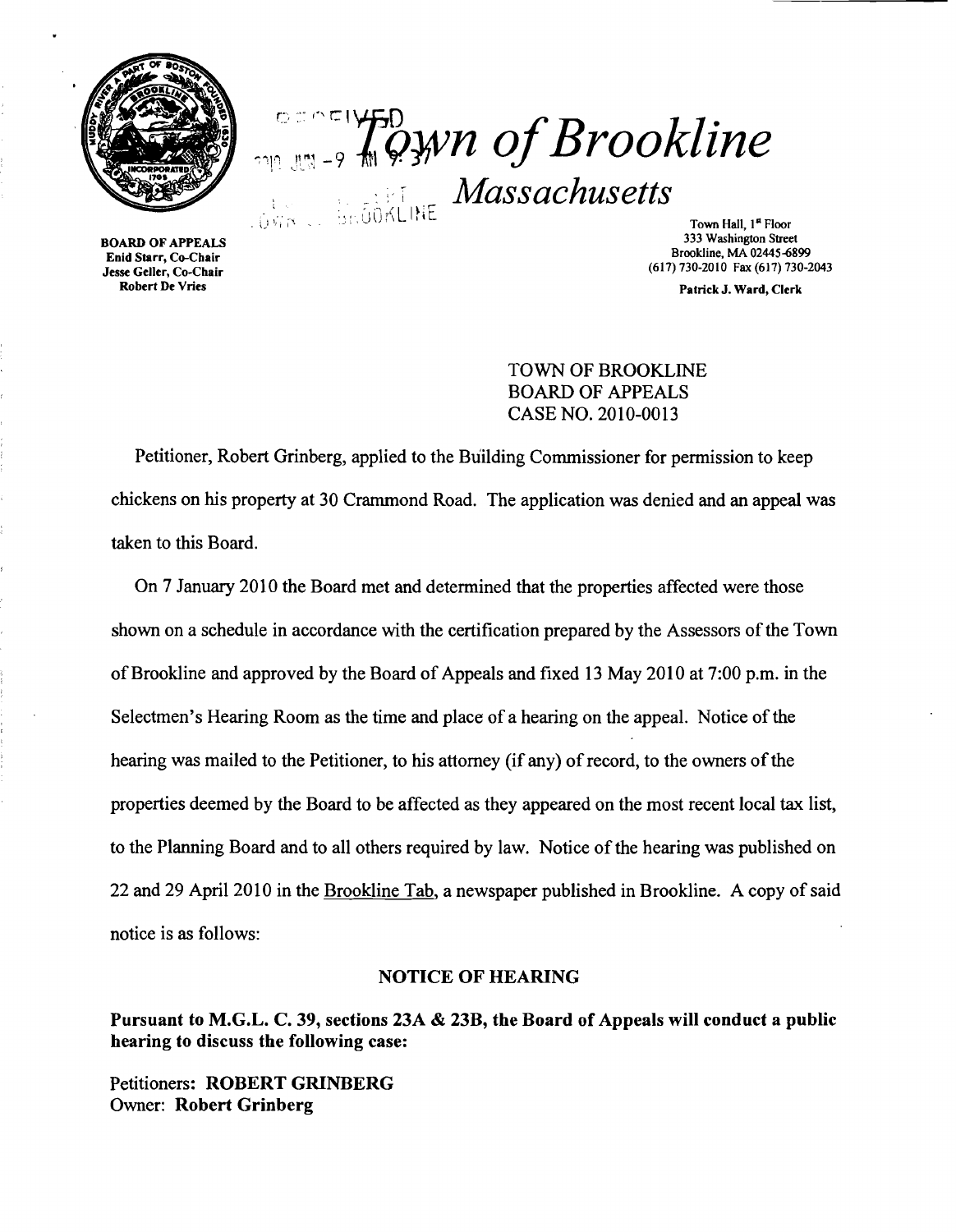# Town of Brookline

## Massachusetts

**BOARD OF APPEALS**
**Enid Starr, Co-Chair**
**Jesse Geller, Co-Chair**
**Robert De Vries**

Town Hall, 1[st] Floor
333 Washington Street
Brookline, MA 02445-6899
(617) 730-2010 Fax (617) 730-2043

**Patrick J. Ward, Clerk**

TOWN OF BROOKLINE
BOARD OF APPEALS
CASE NO. 2010-0013

Petitioner, Robert Grinberg, applied to the Building Commissioner for permission to keep chickens on his property at 30 Crammond Road. The application was denied and an appeal was taken to this Board.

On 7 January 2010 the Board met and determined that the properties affected were those shown on a schedule in accordance with the certification prepared by the Assessors of the Town of Brookline and approved by the Board of Appeals and fixed 13 May 2010 at 7:00 p.m. in the Selectmen's Hearing Room as the time and place of a hearing on the appeal. Notice of the hearing was mailed to the Petitioner, to his attorney (if any) of record, to the owners of the properties deemed by the Board to be affected as they appeared on the most recent local tax list, to the Planning Board and to all others required by law. Notice of the hearing was published on 22 and 29 April 2010 in the Brookline Tab, a newspaper published in Brookline. A copy of said notice is as follows:

**NOTICE OF HEARING**

**Pursuant to M.G.L. C. 39, sections 23A & 23B, the Board of Appeals will conduct a public hearing to discuss the following case:**

Petitioners: **ROBERT GRINBERG**
Owner: **Robert Grinberg**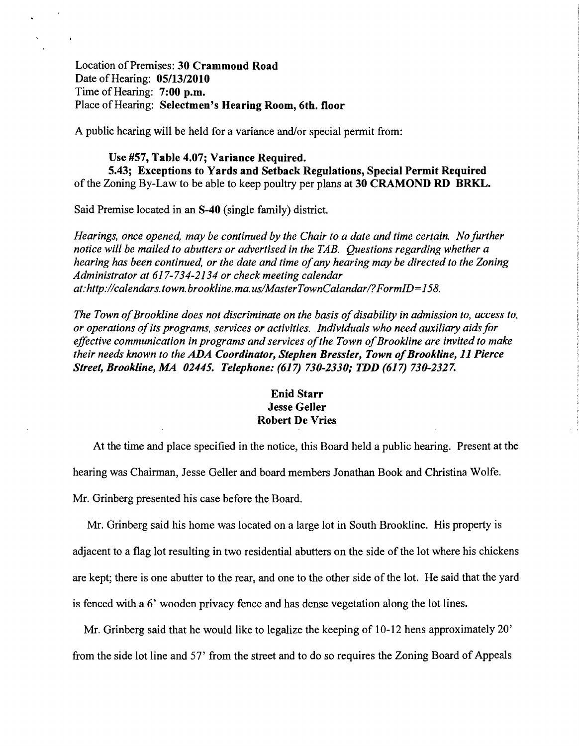Location of Premises: **30 Crammond Road**
Date of Hearing: **05/13/2010**
Time of Hearing: **7:00 p.m.**
Place of Hearing: **Selectmen's Hearing Room, 6th. floor**

A public hearing will be held for a variance and/or special permit from:

**Use #57, Table 4.07; Variance Required.**
**5.43; Exceptions to Yards and Setback Regulations, Special Permit Required** of the Zoning By-Law to be able to keep poultry per plans at **30 CRAMOND RD BRKL.**

Said Premise located in an **S-40** (single family) district.

*Hearings, once opened, may be continued by the Chair to a date and time certain. No further notice will be mailed to abutters or advertised in the TAB. Questions regarding whether a hearing has been continued, or the date and time of any hearing may be directed to the Zoning Administrator at 617-734-2134 or check meeting calendar at:http://calendars.town.brookline.ma.us/MasterTownCalandar/?FormID=158.*

*The Town of Brookline does not discriminate on the basis of disability in admission to, access to, or operations of its programs, services or activities. Individuals who need auxiliary aids for effective communication in programs and services of the Town of Brookline are invited to make their needs known to the **ADA Coordinator, Stephen Bressler, Town of Brookline, 11 Pierce Street, Brookline, MA 02445. Telephone: (617) 730-2330; TDD (617) 730-2327.***

**Enid Starr**
**Jesse Geller**
**Robert De Vries**

At the time and place specified in the notice, this Board held a public hearing. Present at the hearing was Chairman, Jesse Geller and board members Jonathan Book and Christina Wolfe. Mr. Grinberg presented his case before the Board.

Mr. Grinberg said his home was located on a large lot in South Brookline. His property is adjacent to a flag lot resulting in two residential abutters on the side of the lot where his chickens are kept; there is one abutter to the rear, and one to the other side of the lot. He said that the yard is fenced with a 6' wooden privacy fence and has dense vegetation along the lot lines.

Mr. Grinberg said that he would like to legalize the keeping of 10-12 hens approximately 20' from the side lot line and 57' from the street and to do so requires the Zoning Board of Appeals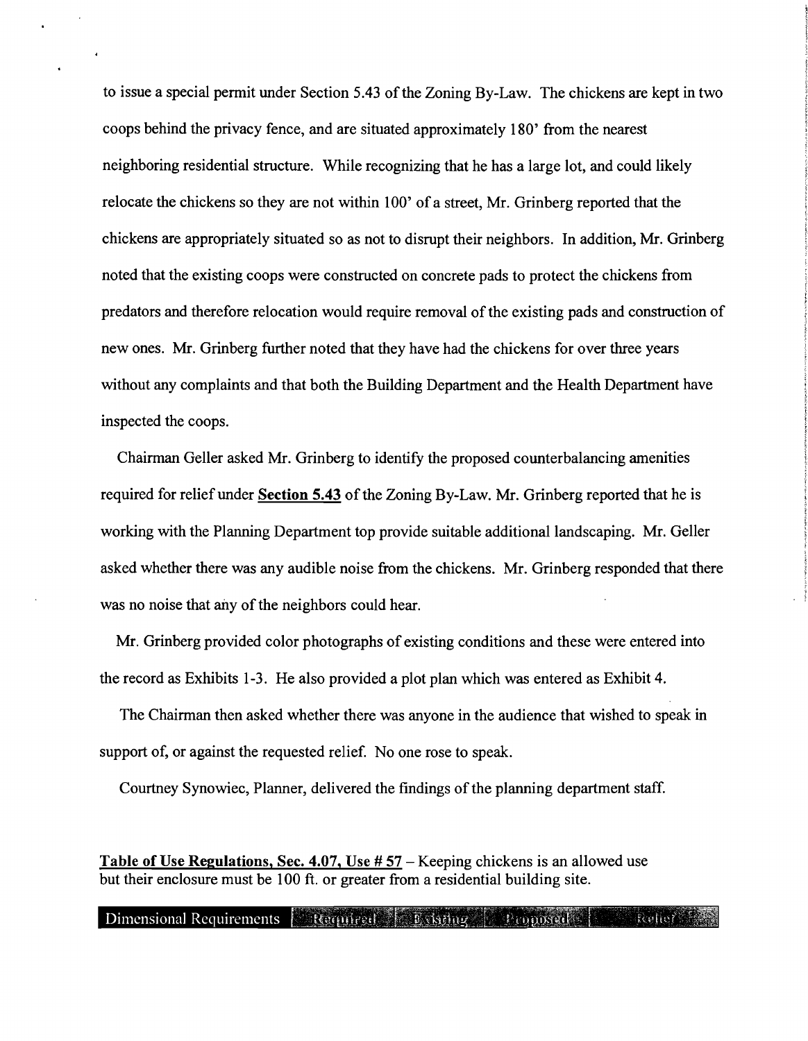to issue a special permit under Section 5.43 of the Zoning By-Law. The chickens are kept in two coops behind the privacy fence, and are situated approximately 180' from the nearest neighboring residential structure. While recognizing that he has a large lot, and could likely relocate the chickens so they are not within 100' of a street, Mr. Grinberg reported that the chickens are appropriately situated so as not to disrupt their neighbors. In addition, Mr. Grinberg noted that the existing coops were constructed on concrete pads to protect the chickens from predators and therefore relocation would require removal of the existing pads and construction of new ones. Mr. Grinberg further noted that they have had the chickens for over three years without any complaints and that both the Building Department and the Health Department have inspected the coops.

Chairman Geller asked Mr. Grinberg to identify the proposed counterbalancing amenities required for relief under **Section 5.43** of the Zoning By-Law. Mr. Grinberg reported that he is working with the Planning Department top provide suitable additional landscaping. Mr. Geller asked whether there was any audible noise from the chickens. Mr. Grinberg responded that there was no noise that any of the neighbors could hear.

Mr. Grinberg provided color photographs of existing conditions and these were entered into the record as Exhibits 1-3. He also provided a plot plan which was entered as Exhibit 4.

The Chairman then asked whether there was anyone in the audience that wished to speak in support of, or against the requested relief. No one rose to speak.

Courtney Synowiec, Planner, delivered the findings of the planning department staff.

**Table of Use Regulations, Sec. 4.07, Use # 57** – Keeping chickens is an allowed use but their enclosure must be 100 ft. or greater from a residential building site.

| Dimensional Requirements | Required | Existing | Proposed | Relief |
| --- | --- | --- | --- | --- |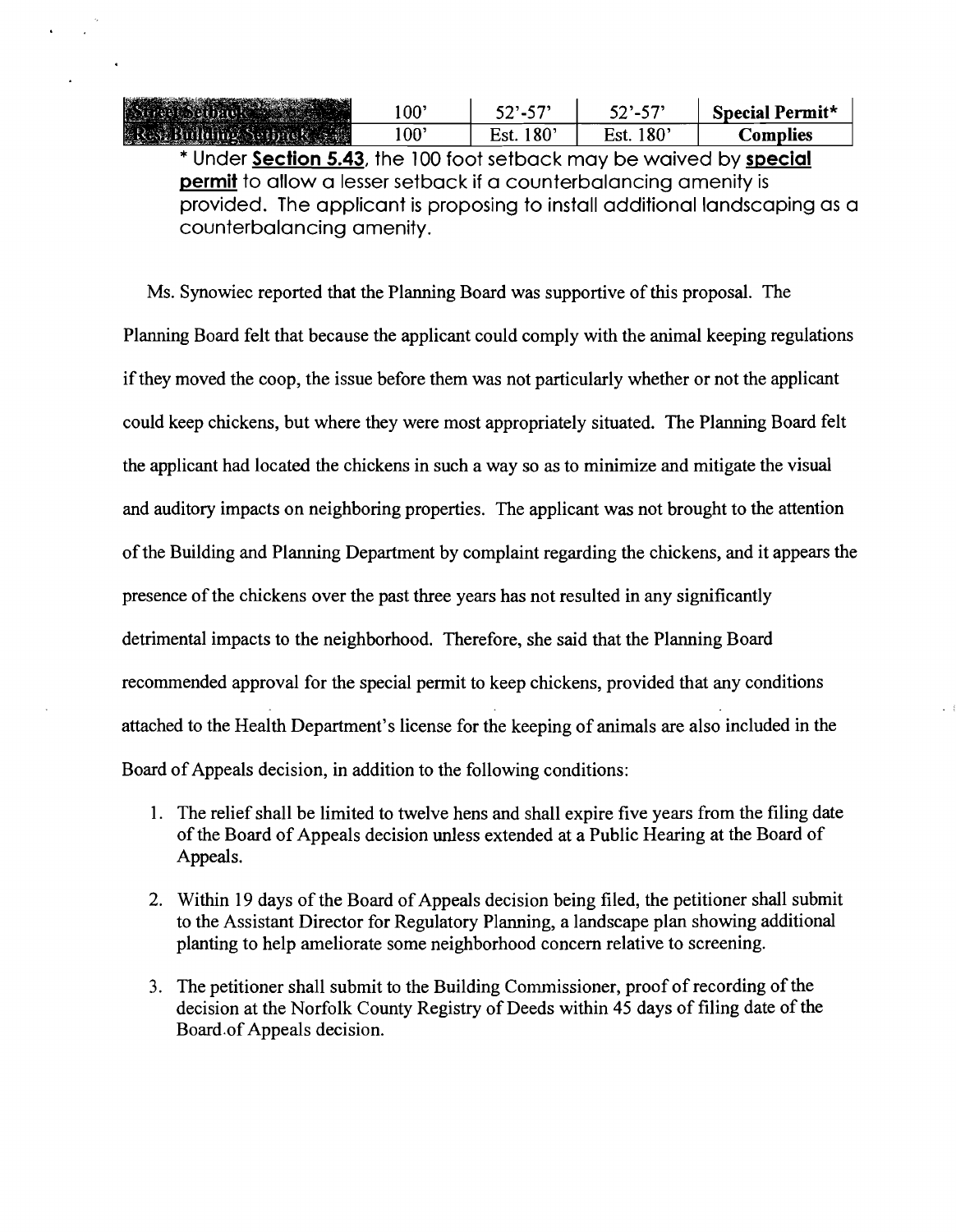| Street Setback | 100' | 52'-57' | 52'-57' | **Special Permit*** |
|---|---|---|---|---|
| Res. Building Setback | 100' | Est. 180' | Est. 180' | **Complies** |

* Under **Section 5.43**, the 100 foot setback may be waived by **special permit** to allow a lesser setback if a counterbalancing amenity is provided. The applicant is proposing to install additional landscaping as a counterbalancing amenity.

Ms. Synowiec reported that the Planning Board was supportive of this proposal. The Planning Board felt that because the applicant could comply with the animal keeping regulations if they moved the coop, the issue before them was not particularly whether or not the applicant could keep chickens, but where they were most appropriately situated. The Planning Board felt the applicant had located the chickens in such a way so as to minimize and mitigate the visual and auditory impacts on neighboring properties. The applicant was not brought to the attention of the Building and Planning Department by complaint regarding the chickens, and it appears the presence of the chickens over the past three years has not resulted in any significantly detrimental impacts to the neighborhood. Therefore, she said that the Planning Board recommended approval for the special permit to keep chickens, provided that any conditions attached to the Health Department's license for the keeping of animals are also included in the Board of Appeals decision, in addition to the following conditions:

1. The relief shall be limited to twelve hens and shall expire five years from the filing date of the Board of Appeals decision unless extended at a Public Hearing at the Board of Appeals.
2. Within 19 days of the Board of Appeals decision being filed, the petitioner shall submit to the Assistant Director for Regulatory Planning, a landscape plan showing additional planting to help ameliorate some neighborhood concern relative to screening.
3. The petitioner shall submit to the Building Commissioner, proof of recording of the decision at the Norfolk County Registry of Deeds within 45 days of filing date of the Board of Appeals decision.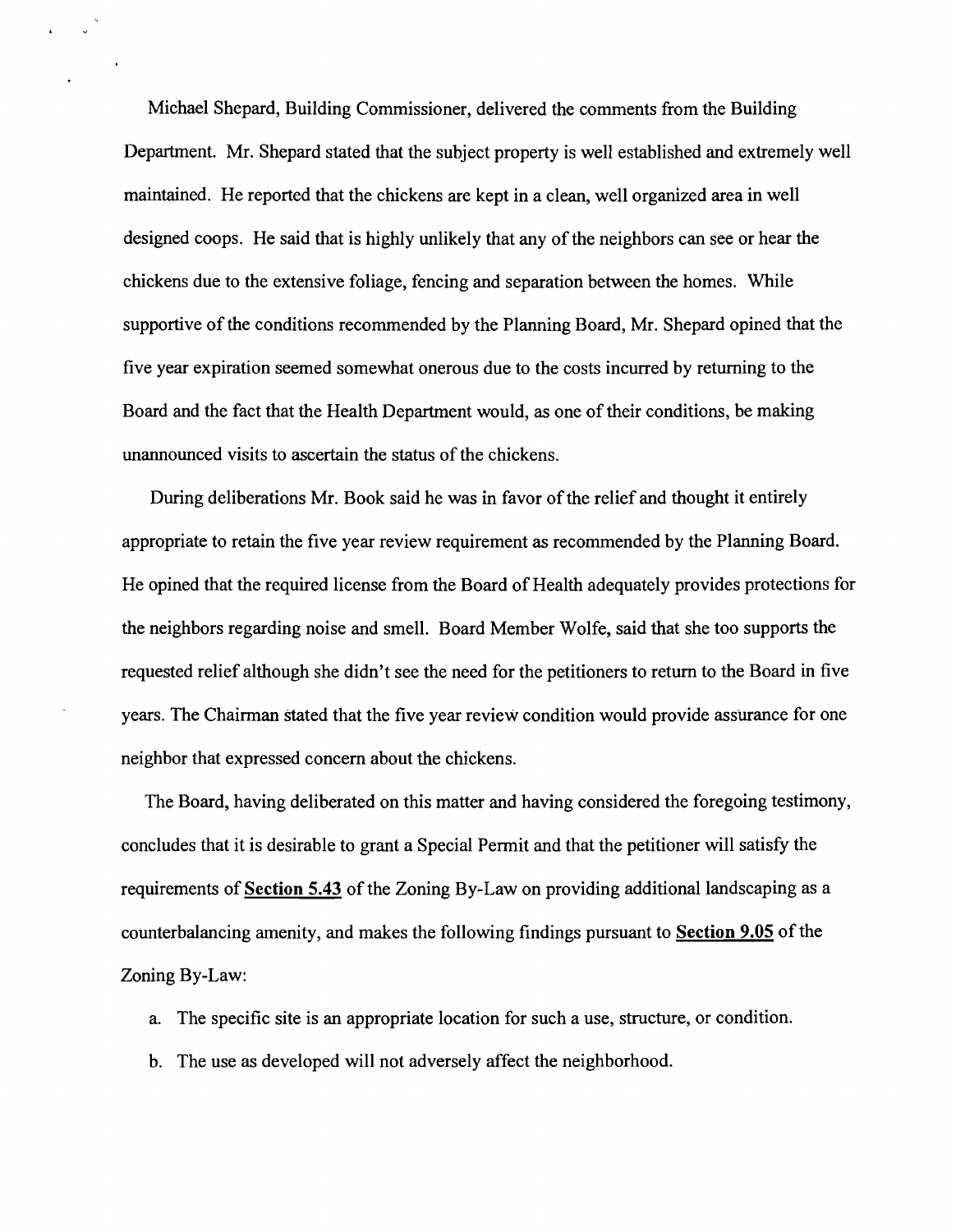Michael Shepard, Building Commissioner, delivered the comments from the Building Department. Mr. Shepard stated that the subject property is well established and extremely well maintained. He reported that the chickens are kept in a clean, well organized area in well designed coops. He said that is highly unlikely that any of the neighbors can see or hear the chickens due to the extensive foliage, fencing and separation between the homes. While supportive of the conditions recommended by the Planning Board, Mr. Shepard opined that the five year expiration seemed somewhat onerous due to the costs incurred by returning to the Board and the fact that the Health Department would, as one of their conditions, be making unannounced visits to ascertain the status of the chickens.

During deliberations Mr. Book said he was in favor of the relief and thought it entirely appropriate to retain the five year review requirement as recommended by the Planning Board. He opined that the required license from the Board of Health adequately provides protections for the neighbors regarding noise and smell. Board Member Wolfe, said that she too supports the requested relief although she didn't see the need for the petitioners to return to the Board in five years. The Chairman stated that the five year review condition would provide assurance for one neighbor that expressed concern about the chickens.

The Board, having deliberated on this matter and having considered the foregoing testimony, concludes that it is desirable to grant a Special Permit and that the petitioner will satisfy the requirements of **Section 5.43** of the Zoning By-Law on providing additional landscaping as a counterbalancing amenity, and makes the following findings pursuant to **Section 9.05** of the Zoning By-Law:

a. The specific site is an appropriate location for such a use, structure, or condition.

b. The use as developed will not adversely affect the neighborhood.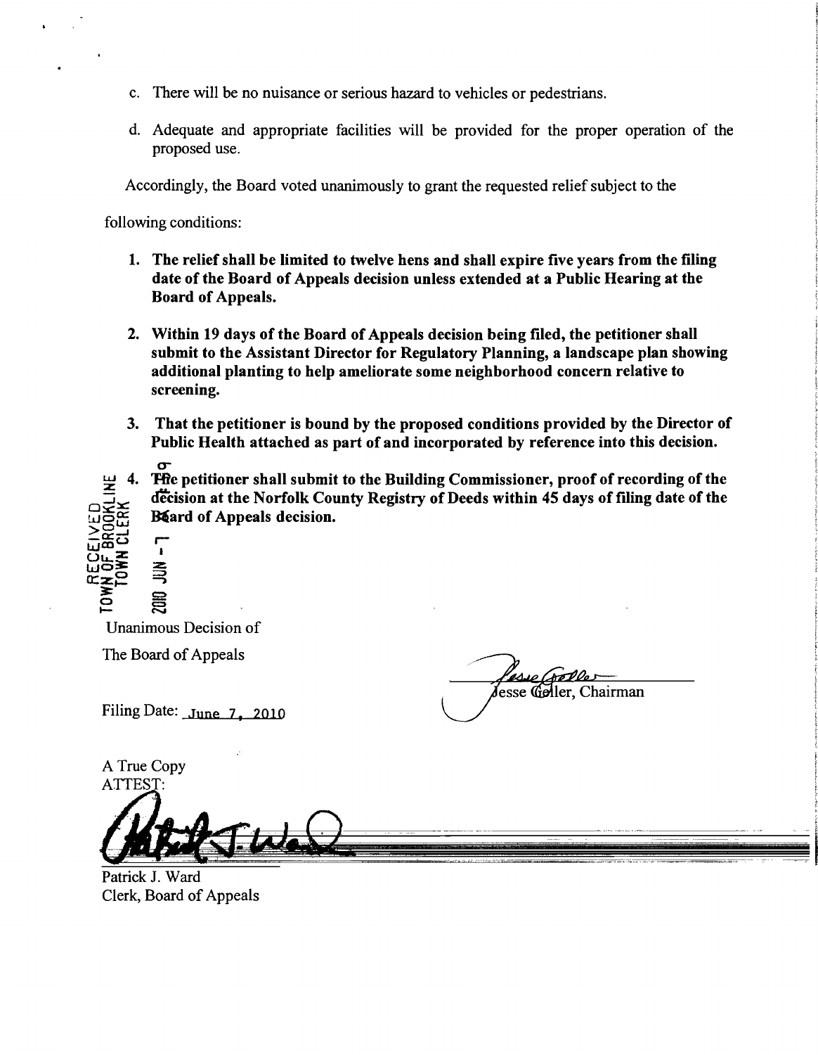c. There will be no nuisance or serious hazard to vehicles or pedestrians.

d. Adequate and appropriate facilities will be provided for the proper operation of the proposed use.

Accordingly, the Board voted unanimously to grant the requested relief subject to the following conditions:

1. **The relief shall be limited to twelve hens and shall expire five years from the filing date of the Board of Appeals decision unless extended at a Public Hearing at the Board of Appeals.**

2. **Within 19 days of the Board of Appeals decision being filed, the petitioner shall submit to the Assistant Director for Regulatory Planning, a landscape plan showing additional planting to help ameliorate some neighborhood concern relative to screening.**

3. **That the petitioner is bound by the proposed conditions provided by the Director of Public Health attached as part of and incorporated by reference into this decision.**

4. **The petitioner shall submit to the Building Commissioner, proof of recording of the decision at the Norfolk County Registry of Deeds within 45 days of filing date of the Board of Appeals decision.**

RECEIVED TOWN OF BROOKLINE TOWN CLERK 2010 JUN -7

Unanimous Decision of

The Board of Appeals

Filing Date: June 7, 2010

Jesse Geller, Chairman

A True Copy
ATTEST:

Patrick J. Ward
Clerk, Board of Appeals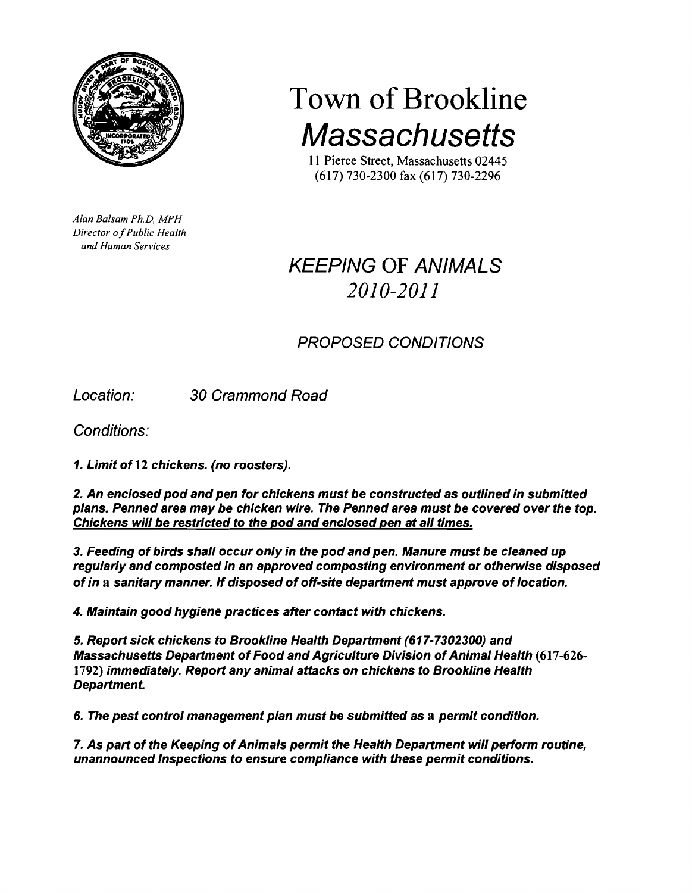# Town of Brookline
# *Massachusetts*

11 Pierce Street, Massachusetts 02445
(617) 730-2300 fax (617) 730-2296

*Alan Balsam Ph.D, MPH*
*Director of Public Health and Human Services*

## *KEEPING OF ANIMALS 2010-2011*

### *PROPOSED CONDITIONS*

*Location:* *30 Crammond Road*

*Conditions:*

***1. Limit of 12 chickens. (no roosters).***

***2. An enclosed pod and pen for chickens must be constructed as outlined in submitted plans. Penned area may be chicken wire. The Penned area must be covered over the top. <u>Chickens will be restricted to the pod and enclosed pen at all times.</u>***

***3. Feeding of birds shall occur only in the pod and pen. Manure must be cleaned up regularly and composted in an approved composting environment or otherwise disposed of in a sanitary manner. If disposed of off-site department must approve of location.***

***4. Maintain good hygiene practices after contact with chickens.***

***5. Report sick chickens to Brookline Health Department (617-7302300) and Massachusetts Department of Food and Agriculture Division of Animal Health (617-626-1792) immediately. Report any animal attacks on chickens to Brookline Health Department.***

***6. The pest control management plan must be submitted as a permit condition.***

***7. As part of the Keeping of Animals permit the Health Department will perform routine, unannounced Inspections to ensure compliance with these permit conditions.***